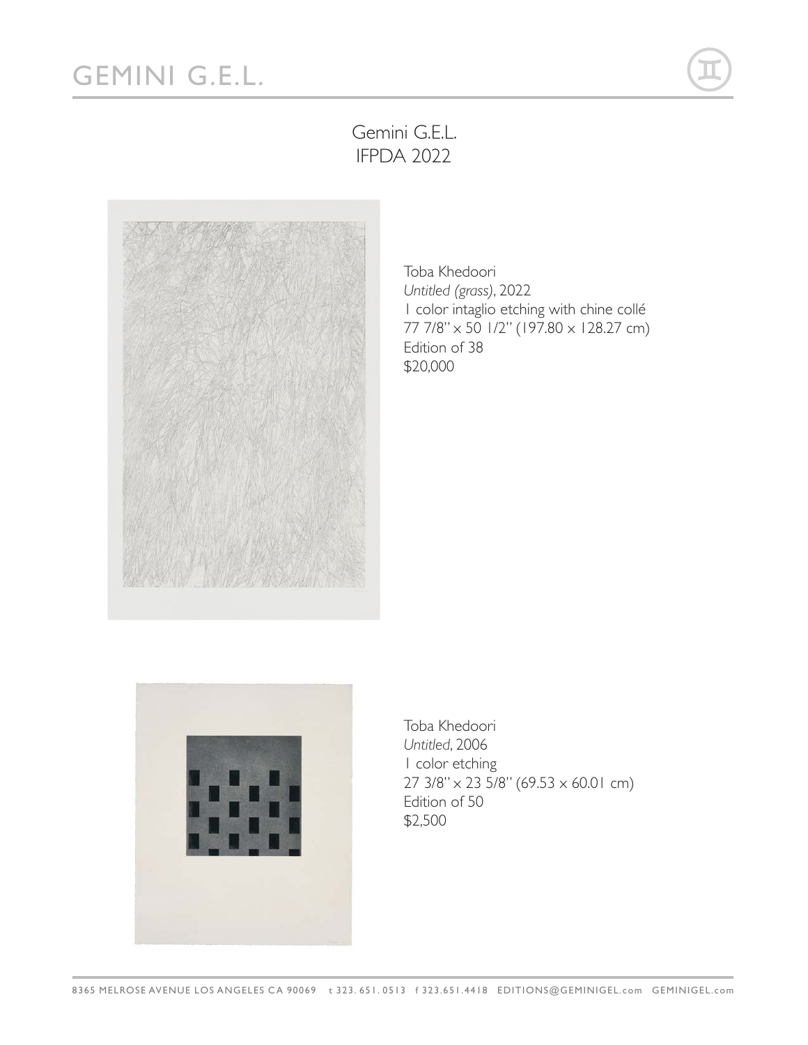# Gemini G.E.L.
## IFPDA 2022

Toba Khedoori
*Untitled (grass)*, 2022
1 color intaglio etching with chine collé
77 7/8" x 50 1/2" (197.80 x 128.27 cm)
Edition of 38
$20,000

Toba Khedoori
*Untitled*, 2006
1 color etching
27 3/8" x 23 5/8" (69.53 x 60.01 cm)
Edition of 50
$2,500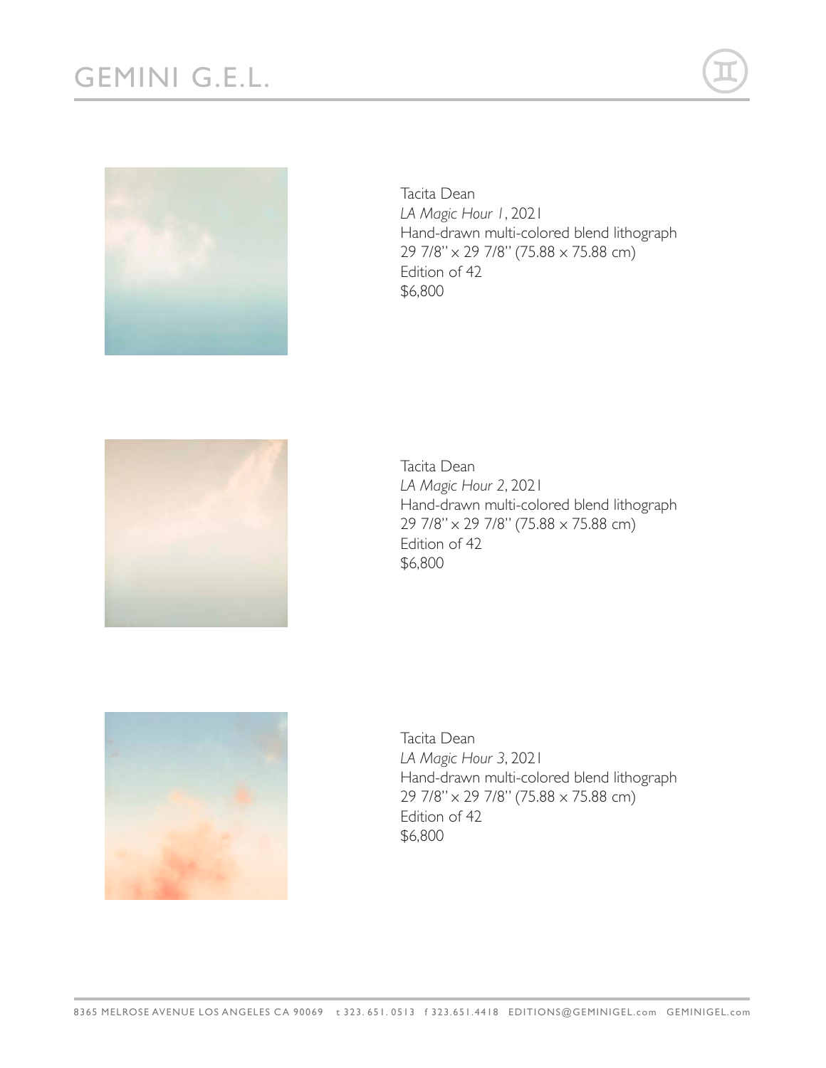Tacita Dean
*LA Magic Hour 1*, 2021
Hand-drawn multi-colored blend lithograph
29 7/8" x 29 7/8" (75.88 x 75.88 cm)
Edition of 42
$6,800

Tacita Dean
*LA Magic Hour 2*, 2021
Hand-drawn multi-colored blend lithograph
29 7/8" x 29 7/8" (75.88 x 75.88 cm)
Edition of 42
$6,800

Tacita Dean
*LA Magic Hour 3*, 2021
Hand-drawn multi-colored blend lithograph
29 7/8" x 29 7/8" (75.88 x 75.88 cm)
Edition of 42
$6,800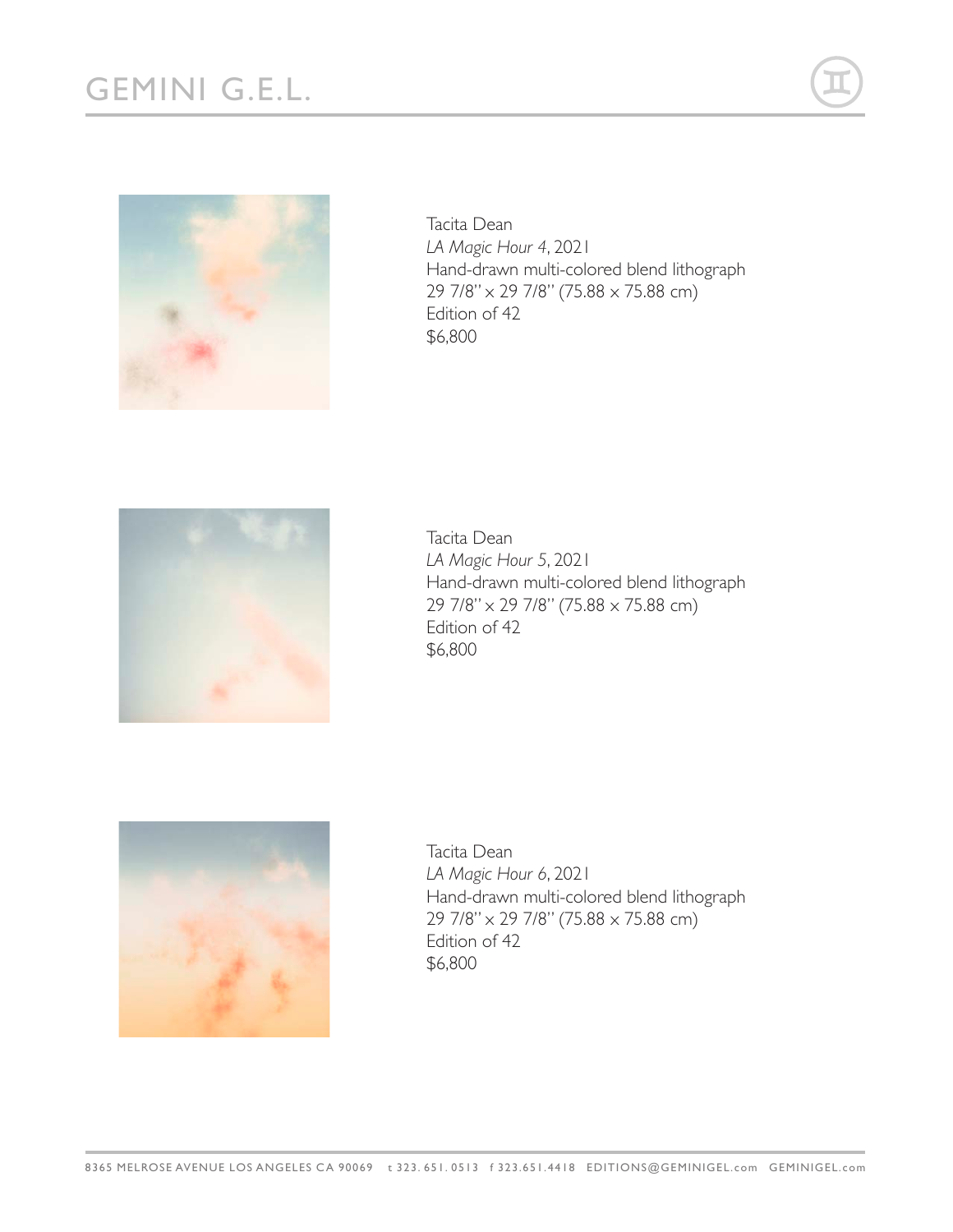Tacita Dean
*LA Magic Hour 4*, 2021
Hand-drawn multi-colored blend lithograph
29 7/8" x 29 7/8" (75.88 x 75.88 cm)
Edition of 42
$6,800

Tacita Dean
*LA Magic Hour 5*, 2021
Hand-drawn multi-colored blend lithograph
29 7/8" x 29 7/8" (75.88 x 75.88 cm)
Edition of 42
$6,800

Tacita Dean
*LA Magic Hour 6*, 2021
Hand-drawn multi-colored blend lithograph
29 7/8" x 29 7/8" (75.88 x 75.88 cm)
Edition of 42
$6,800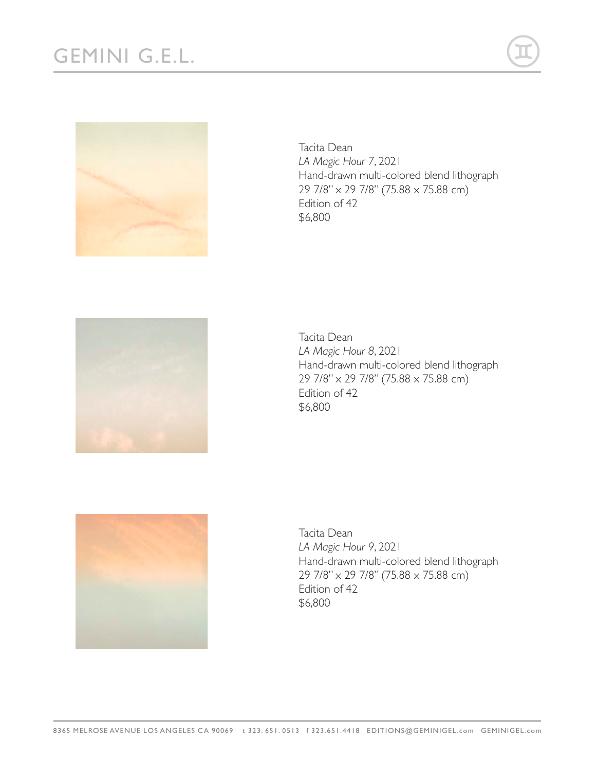Tacita Dean
*LA Magic Hour 7*, 2021
Hand-drawn multi-colored blend lithograph
29 7/8" x 29 7/8" (75.88 x 75.88 cm)
Edition of 42
$6,800

Tacita Dean
*LA Magic Hour 8*, 2021
Hand-drawn multi-colored blend lithograph
29 7/8" x 29 7/8" (75.88 x 75.88 cm)
Edition of 42
$6,800

Tacita Dean
*LA Magic Hour 9*, 2021
Hand-drawn multi-colored blend lithograph
29 7/8" x 29 7/8" (75.88 x 75.88 cm)
Edition of 42
$6,800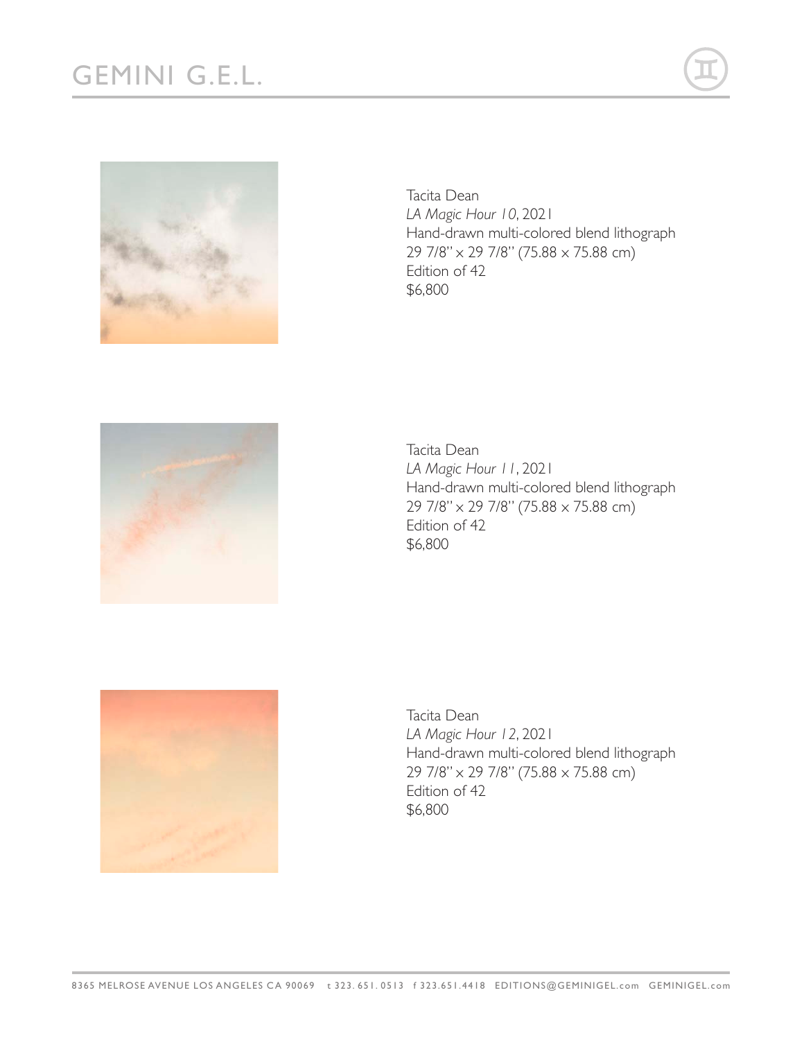Tacita Dean
*LA Magic Hour 10*, 2021
Hand-drawn multi-colored blend lithograph
29 7/8" x 29 7/8" (75.88 x 75.88 cm)
Edition of 42
$6,800

Tacita Dean
*LA Magic Hour 11*, 2021
Hand-drawn multi-colored blend lithograph
29 7/8" x 29 7/8" (75.88 x 75.88 cm)
Edition of 42
$6,800

Tacita Dean
*LA Magic Hour 12*, 2021
Hand-drawn multi-colored blend lithograph
29 7/8" x 29 7/8" (75.88 x 75.88 cm)
Edition of 42
$6,800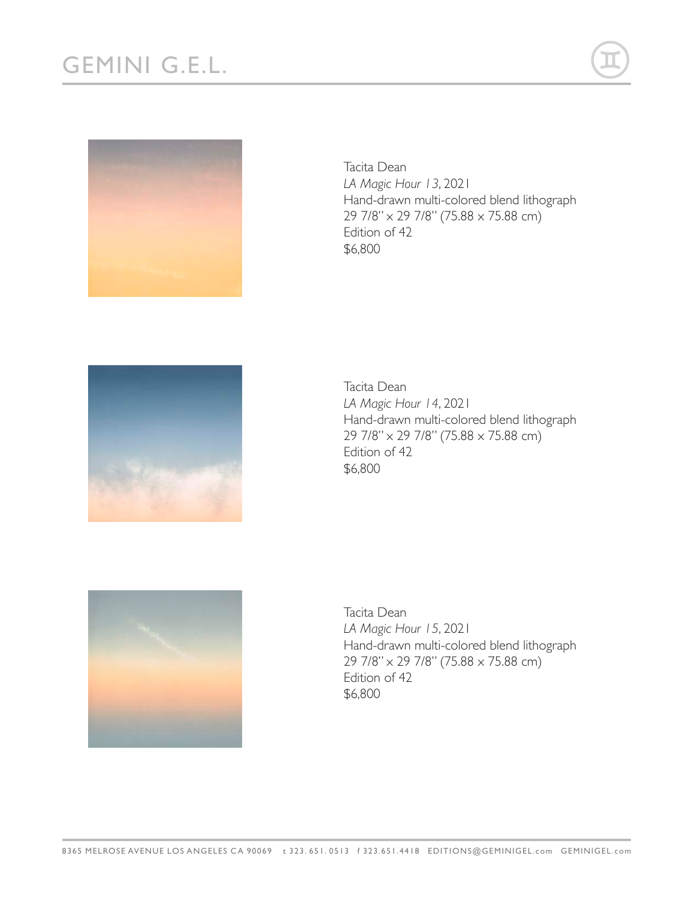Tacita Dean
*LA Magic Hour 13*, 2021
Hand-drawn multi-colored blend lithograph
29 7/8" x 29 7/8" (75.88 x 75.88 cm)
Edition of 42
$6,800

Tacita Dean
*LA Magic Hour 14*, 2021
Hand-drawn multi-colored blend lithograph
29 7/8" x 29 7/8" (75.88 x 75.88 cm)
Edition of 42
$6,800

Tacita Dean
*LA Magic Hour 15*, 2021
Hand-drawn multi-colored blend lithograph
29 7/8" x 29 7/8" (75.88 x 75.88 cm)
Edition of 42
$6,800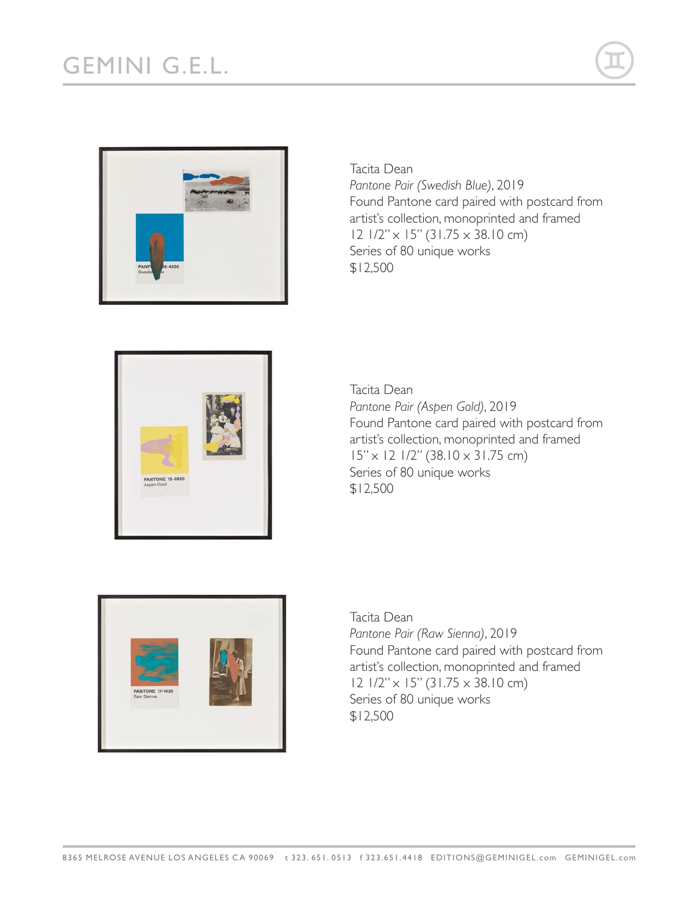Tacita Dean
*Pantone Pair (Swedish Blue)*, 2019
Found Pantone card paired with postcard from artist's collection, monoprinted and framed
12 1/2" x 15" (31.75 x 38.10 cm)
Series of 80 unique works
$12,500

Tacita Dean
*Pantone Pair (Aspen Gold)*, 2019
Found Pantone card paired with postcard from artist's collection, monoprinted and framed
15" x 12 1/2" (38.10 x 31.75 cm)
Series of 80 unique works
$12,500

Tacita Dean
*Pantone Pair (Raw Sienna)*, 2019
Found Pantone card paired with postcard from artist's collection, monoprinted and framed
12 1/2" x 15" (31.75 x 38.10 cm)
Series of 80 unique works
$12,500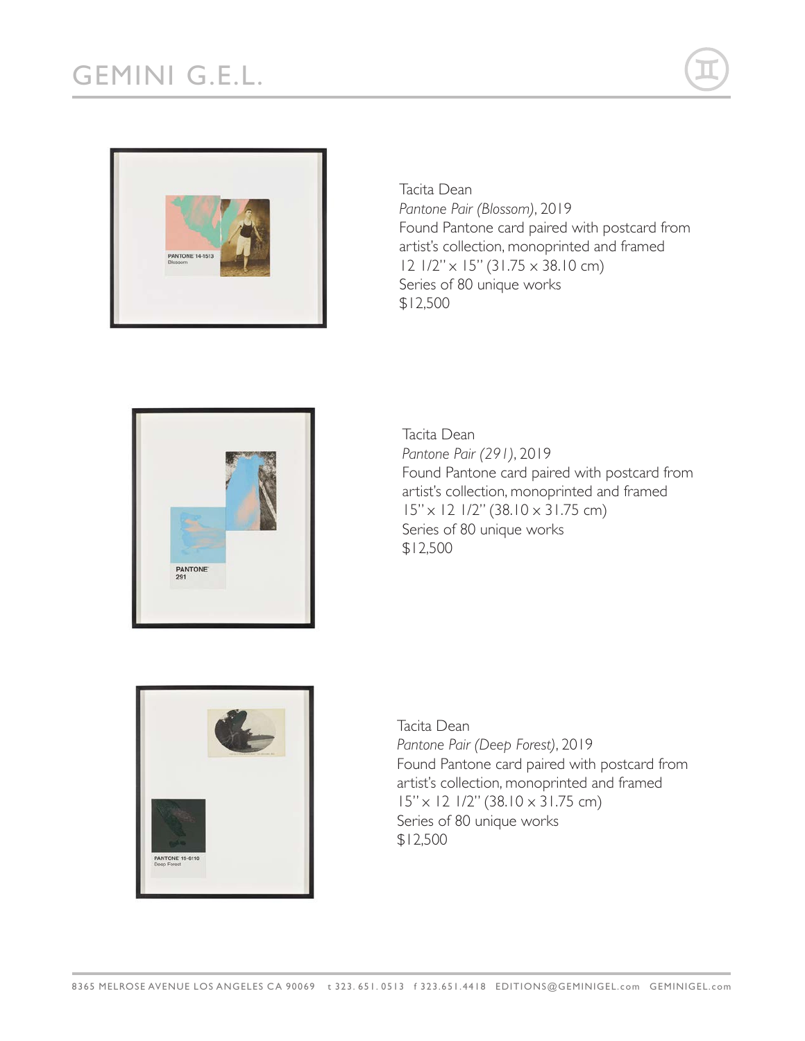Tacita Dean
*Pantone Pair (Blossom)*, 2019
Found Pantone card paired with postcard from artist's collection, monoprinted and framed
12 1/2" x 15" (31.75 x 38.10 cm)
Series of 80 unique works
$12,500

Tacita Dean
*Pantone Pair (291)*, 2019
Found Pantone card paired with postcard from artist's collection, monoprinted and framed
15" x 12 1/2" (38.10 x 31.75 cm)
Series of 80 unique works
$12,500

Tacita Dean
*Pantone Pair (Deep Forest)*, 2019
Found Pantone card paired with postcard from artist's collection, monoprinted and framed
15" x 12 1/2" (38.10 x 31.75 cm)
Series of 80 unique works
$12,500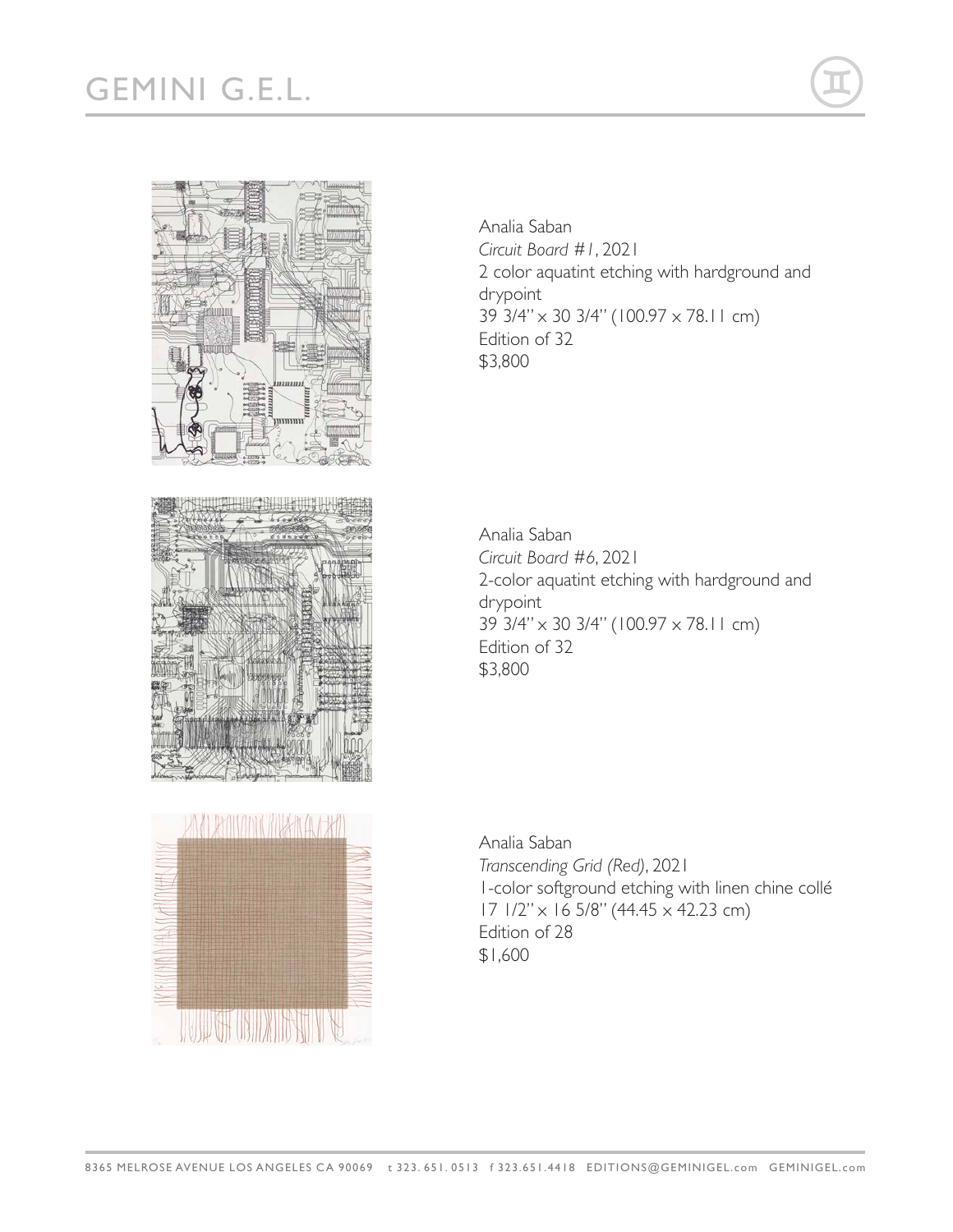Analia Saban
*Circuit Board #1*, 2021
2 color aquatint etching with hardground and drypoint
39 3/4" x 30 3/4" (100.97 x 78.11 cm)
Edition of 32
$3,800

Analia Saban
*Circuit Board #6*, 2021
2-color aquatint etching with hardground and drypoint
39 3/4" x 30 3/4" (100.97 x 78.11 cm)
Edition of 32
$3,800

Analia Saban
*Transcending Grid (Red)*, 2021
1-color softground etching with linen chine collé
17 1/2" x 16 5/8" (44.45 x 42.23 cm)
Edition of 28
$1,600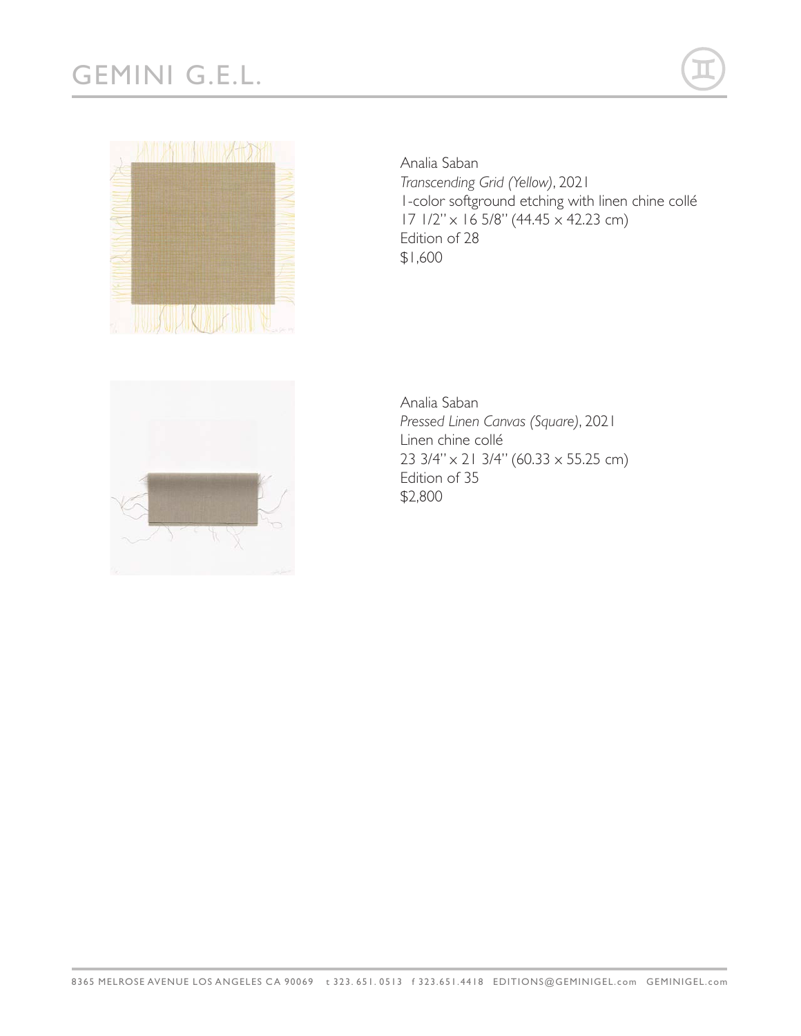Analia Saban
*Transcending Grid (Yellow)*, 2021
1-color softground etching with linen chine collé
17 1/2" x 16 5/8" (44.45 x 42.23 cm)
Edition of 28
$1,600

Analia Saban
*Pressed Linen Canvas (Square)*, 2021
Linen chine collé
23 3/4" x 21 3/4" (60.33 x 55.25 cm)
Edition of 35
$2,800